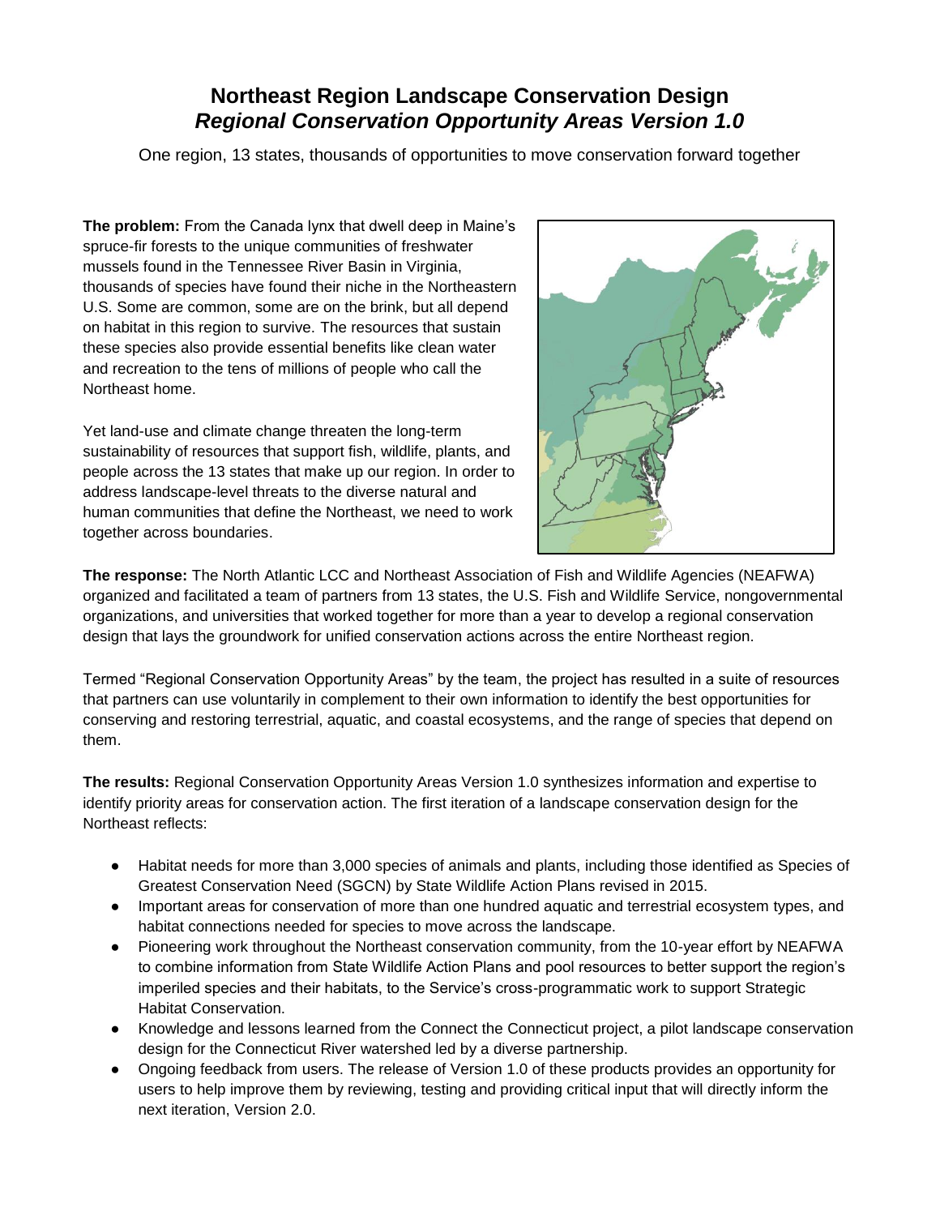# Northeast Region Landscape Conservation Design
## *Regional Conservation Opportunity Areas Version 1.0*

One region, 13 states, thousands of opportunities to move conservation forward together

**The problem:** From the Canada lynx that dwell deep in Maine's spruce-fir forests to the unique communities of freshwater mussels found in the Tennessee River Basin in Virginia, thousands of species have found their niche in the Northeastern U.S. Some are common, some are on the brink, but all depend on habitat in this region to survive. The resources that sustain these species also provide essential benefits like clean water and recreation to the tens of millions of people who call the Northeast home.

Yet land-use and climate change threaten the long-term sustainability of resources that support fish, wildlife, plants, and people across the 13 states that make up our region. In order to address landscape-level threats to the diverse natural and human communities that define the Northeast, we need to work together across boundaries.

**The response:** The North Atlantic LCC and Northeast Association of Fish and Wildlife Agencies (NEAFWA) organized and facilitated a team of partners from 13 states, the U.S. Fish and Wildlife Service, nongovernmental organizations, and universities that worked together for more than a year to develop a regional conservation design that lays the groundwork for unified conservation actions across the entire Northeast region.

Termed "Regional Conservation Opportunity Areas" by the team, the project has resulted in a suite of resources that partners can use voluntarily in complement to their own information to identify the best opportunities for conserving and restoring terrestrial, aquatic, and coastal ecosystems, and the range of species that depend on them.

**The results:** Regional Conservation Opportunity Areas Version 1.0 synthesizes information and expertise to identify priority areas for conservation action. The first iteration of a landscape conservation design for the Northeast reflects:

- Habitat needs for more than 3,000 species of animals and plants, including those identified as Species of Greatest Conservation Need (SGCN) by State Wildlife Action Plans revised in 2015.
- Important areas for conservation of more than one hundred aquatic and terrestrial ecosystem types, and habitat connections needed for species to move across the landscape.
- Pioneering work throughout the Northeast conservation community, from the 10-year effort by NEAFWA to combine information from State Wildlife Action Plans and pool resources to better support the region's imperiled species and their habitats, to the Service's cross-programmatic work to support Strategic Habitat Conservation.
- Knowledge and lessons learned from the Connect the Connecticut project, a pilot landscape conservation design for the Connecticut River watershed led by a diverse partnership.
- Ongoing feedback from users. The release of Version 1.0 of these products provides an opportunity for users to help improve them by reviewing, testing and providing critical input that will directly inform the next iteration, Version 2.0.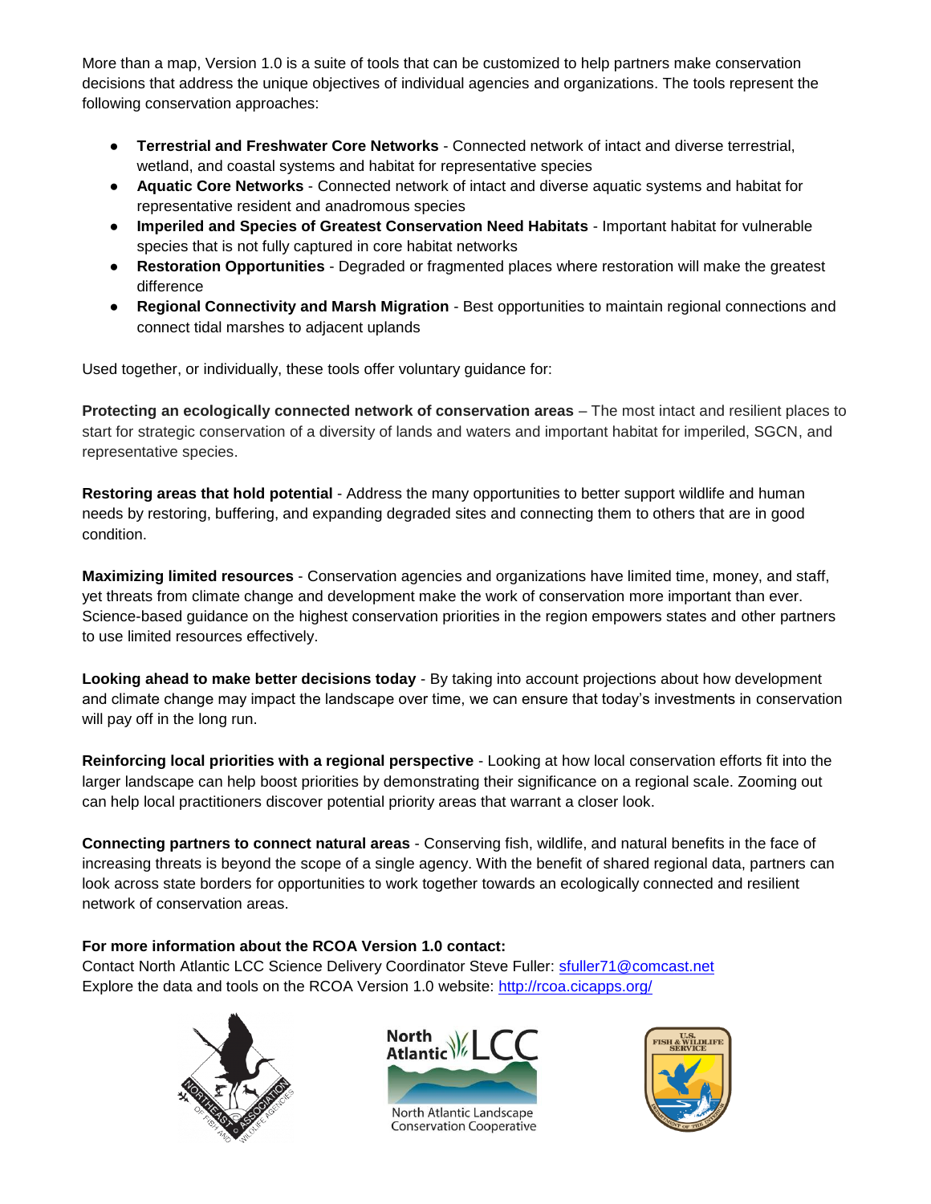More than a map, Version 1.0 is a suite of tools that can be customized to help partners make conservation decisions that address the unique objectives of individual agencies and organizations. The tools represent the following conservation approaches:

- **Terrestrial and Freshwater Core Networks** - Connected network of intact and diverse terrestrial, wetland, and coastal systems and habitat for representative species
- **Aquatic Core Networks** - Connected network of intact and diverse aquatic systems and habitat for representative resident and anadromous species
- **Imperiled and Species of Greatest Conservation Need Habitats** - Important habitat for vulnerable species that is not fully captured in core habitat networks
- **Restoration Opportunities** - Degraded or fragmented places where restoration will make the greatest difference
- **Regional Connectivity and Marsh Migration** - Best opportunities to maintain regional connections and connect tidal marshes to adjacent uplands

Used together, or individually, these tools offer voluntary guidance for:

**Protecting an ecologically connected network of conservation areas** – The most intact and resilient places to start for strategic conservation of a diversity of lands and waters and important habitat for imperiled, SGCN, and representative species.

**Restoring areas that hold potential** - Address the many opportunities to better support wildlife and human needs by restoring, buffering, and expanding degraded sites and connecting them to others that are in good condition.

**Maximizing limited resources** - Conservation agencies and organizations have limited time, money, and staff, yet threats from climate change and development make the work of conservation more important than ever. Science-based guidance on the highest conservation priorities in the region empowers states and other partners to use limited resources effectively.

**Looking ahead to make better decisions today** - By taking into account projections about how development and climate change may impact the landscape over time, we can ensure that today's investments in conservation will pay off in the long run.

**Reinforcing local priorities with a regional perspective** - Looking at how local conservation efforts fit into the larger landscape can help boost priorities by demonstrating their significance on a regional scale. Zooming out can help local practitioners discover potential priority areas that warrant a closer look.

**Connecting partners to connect natural areas** - Conserving fish, wildlife, and natural benefits in the face of increasing threats is beyond the scope of a single agency. With the benefit of shared regional data, partners can look across state borders for opportunities to work together towards an ecologically connected and resilient network of conservation areas.

**For more information about the RCOA Version 1.0 contact:**
Contact North Atlantic LCC Science Delivery Coordinator Steve Fuller: sfuller71@comcast.net
Explore the data and tools on the RCOA Version 1.0 website: http://rcoa.cicapps.org/

Northeast Association of Fish and Wildlife Agencies

North Atlantic LCC
North Atlantic Landscape Conservation Cooperative

U.S. Fish & Wildlife Service